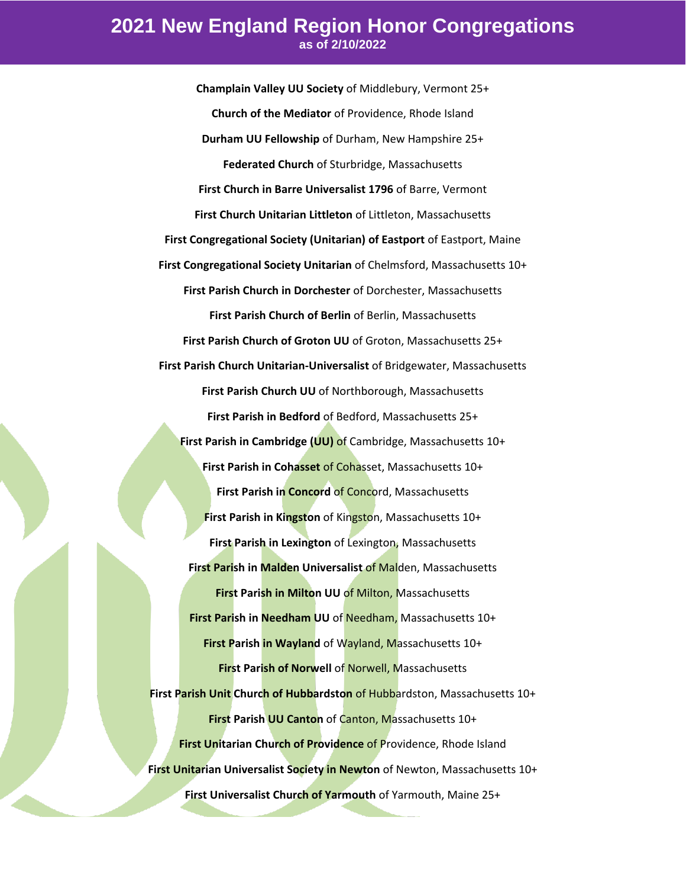# 2021 New England Region Honor Congregations

**as of 2/10/2022**

**Champlain Valley UU Society** of Middlebury, Vermont 25+

**Church of the Mediator** of Providence, Rhode Island

**Durham UU Fellowship** of Durham, New Hampshire 25+

**Federated Church** of Sturbridge, Massachusetts

**First Church in Barre Universalist 1796** of Barre, Vermont

**First Church Unitarian Littleton** of Littleton, Massachusetts

**First Congregational Society (Unitarian) of Eastport** of Eastport, Maine

**First Congregational Society Unitarian** of Chelmsford, Massachusetts 10+

**First Parish Church in Dorchester** of Dorchester, Massachusetts

**First Parish Church of Berlin** of Berlin, Massachusetts

**First Parish Church of Groton UU** of Groton, Massachusetts 25+

**First Parish Church Unitarian-Universalist** of Bridgewater, Massachusetts

**First Parish Church UU** of Northborough, Massachusetts

**First Parish in Bedford** of Bedford, Massachusetts 25+

**First Parish in Cambridge (UU)** of Cambridge, Massachusetts 10+

**First Parish in Cohasset** of Cohasset, Massachusetts 10+

**First Parish in Concord** of Concord, Massachusetts

**First Parish in Kingston** of Kingston, Massachusetts 10+

**First Parish in Lexington** of Lexington, Massachusetts

**First Parish in Malden Universalist** of Malden, Massachusetts

**First Parish in Milton UU** of Milton, Massachusetts

**First Parish in Needham UU** of Needham, Massachusetts 10+

**First Parish in Wayland** of Wayland, Massachusetts 10+

**First Parish of Norwell** of Norwell, Massachusetts

**First Parish Unit Church of Hubbardston** of Hubbardston, Massachusetts 10+

**First Parish UU Canton** of Canton, Massachusetts 10+

**First Unitarian Church of Providence** of Providence, Rhode Island

**First Unitarian Universalist Society in Newton** of Newton, Massachusetts 10+

**First Universalist Church of Yarmouth** of Yarmouth, Maine 25+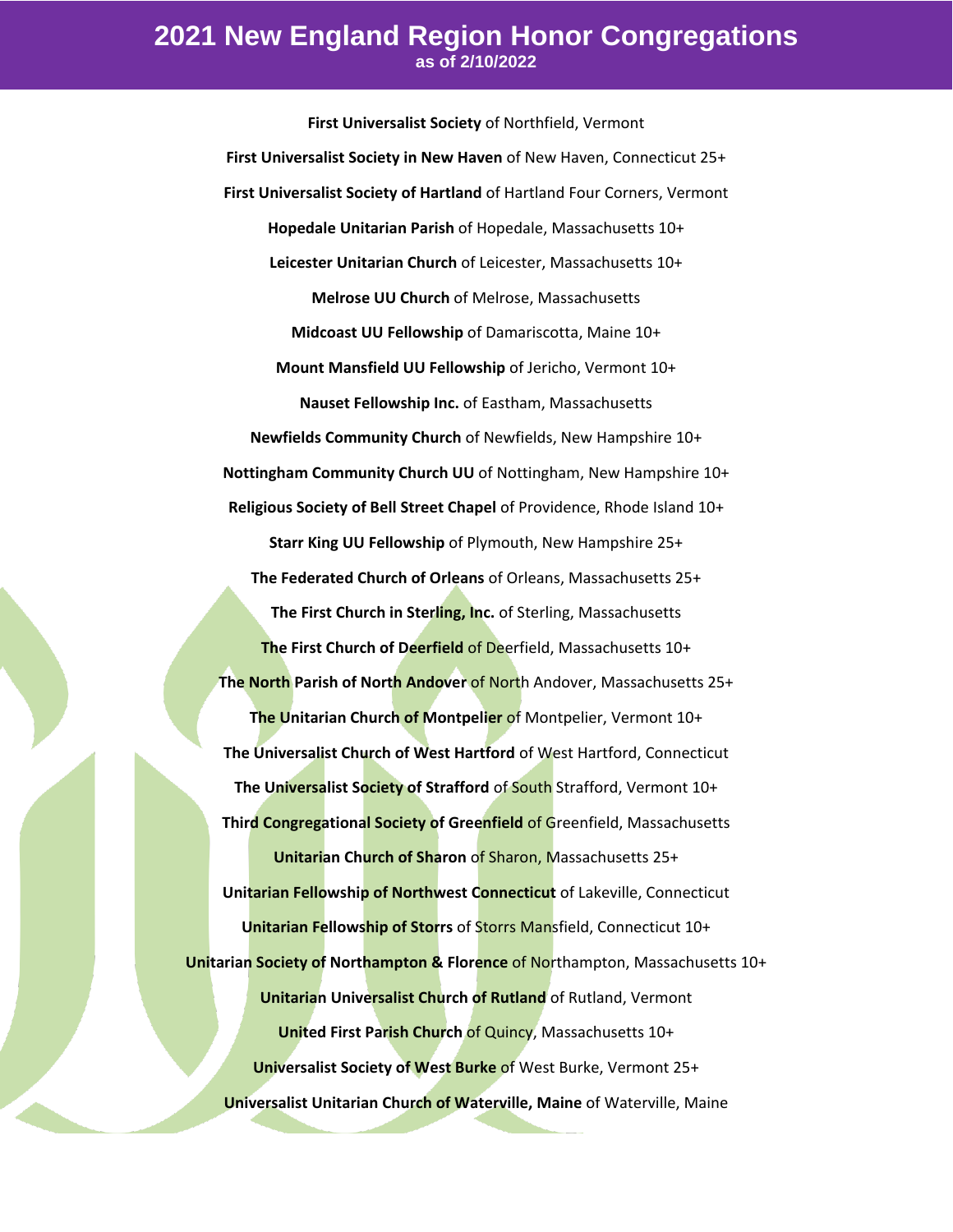# 2021 New England Region Honor Congregations

**as of 2/10/2022**

**First Universalist Society** of Northfield, Vermont

**First Universalist Society in New Haven** of New Haven, Connecticut 25+

**First Universalist Society of Hartland** of Hartland Four Corners, Vermont

**Hopedale Unitarian Parish** of Hopedale, Massachusetts 10+

**Leicester Unitarian Church** of Leicester, Massachusetts 10+

**Melrose UU Church** of Melrose, Massachusetts

**Midcoast UU Fellowship** of Damariscotta, Maine 10+

**Mount Mansfield UU Fellowship** of Jericho, Vermont 10+

**Nauset Fellowship Inc.** of Eastham, Massachusetts

**Newfields Community Church** of Newfields, New Hampshire 10+

**Nottingham Community Church UU** of Nottingham, New Hampshire 10+

**Religious Society of Bell Street Chapel** of Providence, Rhode Island 10+

**Starr King UU Fellowship** of Plymouth, New Hampshire 25+

**The Federated Church of Orleans** of Orleans, Massachusetts 25+

**The First Church in Sterling, Inc.** of Sterling, Massachusetts

**The First Church of Deerfield** of Deerfield, Massachusetts 10+

**The North Parish of North Andover** of North Andover, Massachusetts 25+

**The Unitarian Church of Montpelier** of Montpelier, Vermont 10+

**The Universalist Church of West Hartford** of West Hartford, Connecticut

**The Universalist Society of Strafford** of South Strafford, Vermont 10+

**Third Congregational Society of Greenfield** of Greenfield, Massachusetts

**Unitarian Church of Sharon** of Sharon, Massachusetts 25+

**Unitarian Fellowship of Northwest Connecticut** of Lakeville, Connecticut

**Unitarian Fellowship of Storrs** of Storrs Mansfield, Connecticut 10+

**Unitarian Society of Northampton & Florence** of Northampton, Massachusetts 10+

**Unitarian Universalist Church of Rutland** of Rutland, Vermont

**United First Parish Church** of Quincy, Massachusetts 10+

**Universalist Society of West Burke** of West Burke, Vermont 25+

**Universalist Unitarian Church of Waterville, Maine** of Waterville, Maine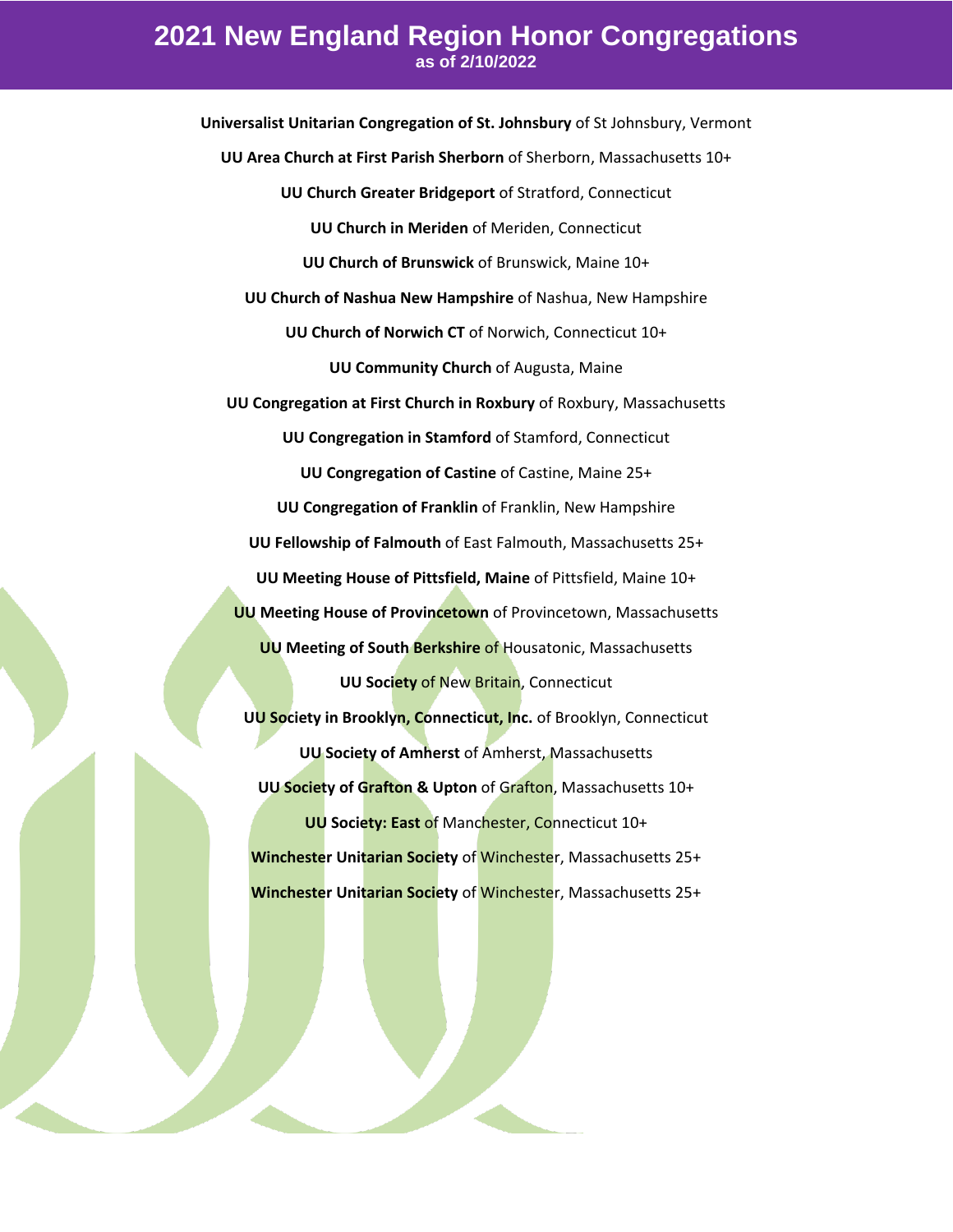# 2021 New England Region Honor Congregations

**as of 2/10/2022**

**Universalist Unitarian Congregation of St. Johnsbury** of St Johnsbury, Vermont

**UU Area Church at First Parish Sherborn** of Sherborn, Massachusetts 10+

**UU Church Greater Bridgeport** of Stratford, Connecticut

**UU Church in Meriden** of Meriden, Connecticut

**UU Church of Brunswick** of Brunswick, Maine 10+

**UU Church of Nashua New Hampshire** of Nashua, New Hampshire

**UU Church of Norwich CT** of Norwich, Connecticut 10+

**UU Community Church** of Augusta, Maine

**UU Congregation at First Church in Roxbury** of Roxbury, Massachusetts

**UU Congregation in Stamford** of Stamford, Connecticut

**UU Congregation of Castine** of Castine, Maine 25+

**UU Congregation of Franklin** of Franklin, New Hampshire

**UU Fellowship of Falmouth** of East Falmouth, Massachusetts 25+

**UU Meeting House of Pittsfield, Maine** of Pittsfield, Maine 10+

**UU Meeting House of Provincetown** of Provincetown, Massachusetts

**UU Meeting of South Berkshire** of Housatonic, Massachusetts

**UU Society** of New Britain, Connecticut

**UU Society in Brooklyn, Connecticut, Inc.** of Brooklyn, Connecticut

**UU Society of Amherst** of Amherst, Massachusetts

**UU Society of Grafton & Upton** of Grafton, Massachusetts 10+

**UU Society: East** of Manchester, Connecticut 10+

**Winchester Unitarian Society** of Winchester, Massachusetts 25+

**Winchester Unitarian Society** of Winchester, Massachusetts 25+